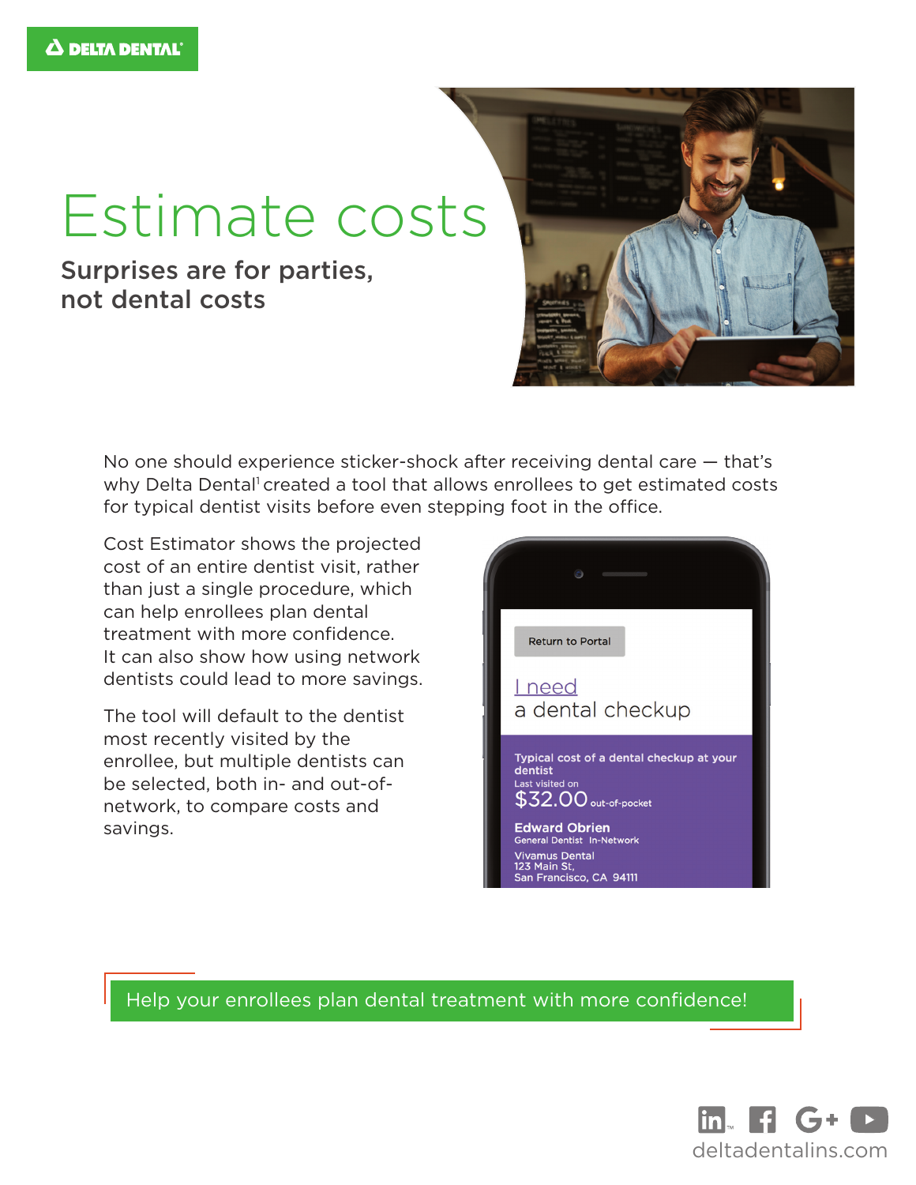DELTA DENTAL

# Estimate costs

## Surprises are for parties, not dental costs

No one should experience sticker-shock after receiving dental care — that's why Delta Dental[1] created a tool that allows enrollees to get estimated costs for typical dentist visits before even stepping foot in the office.

Cost Estimator shows the projected cost of an entire dentist visit, rather than just a single procedure, which can help enrollees plan dental treatment with more confidence. It can also show how using network dentists could lead to more savings.

The tool will default to the dentist most recently visited by the enrollee, but multiple dentists can be selected, both in- and out-of-network, to compare costs and savings.

Return to Portal

I need
a dental checkup

Typical cost of a dental checkup at your dentist
Last visited on
$32.00 out-of-pocket

**Edward Obrien**
General Dentist In-Network
Vivamus Dental
123 Main St,
San Francisco, CA 94111

**Help your enrollees plan dental treatment with more confidence!**

deltadentalins.com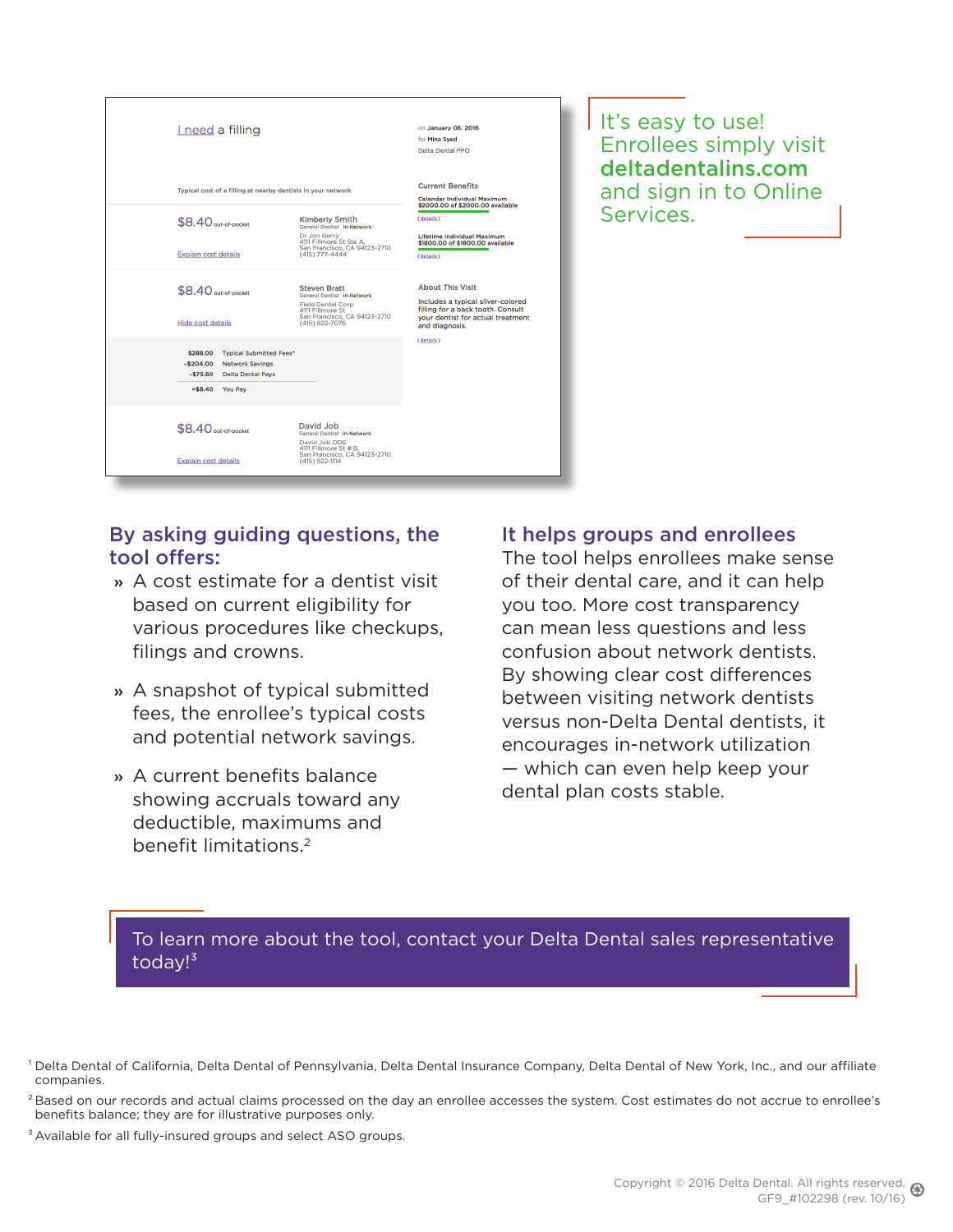I need a filling

on January 06, 2016
for Mina Syed
Delta Dental PPO

Typical cost of a filling at nearby dentists in your network

$8.40 out-of-pocket
Explain cost details

Kimberly Smith
General Dentist In-Network
Dr Jon Gerry
4111 Fillmore St Ste A,
San Francisco, CA 94123-2710
(415) 777-4444

$8.40 out-of-pocket
Hide cost details

Steven Bratt
General Dentist In-Network
Field Dental Corp
4111 Fillmore St
San Francisco, CA 94123-2710
(415) 922-7076

| | |
|---|---|
| $288.00 | Typical Submitted Fees* |
| -$204.00 | Network Savings |
| -$75.60 | Delta Dental Pays |
| =$8.40 | You Pay |

$8.40 out-of-pocket
Explain cost details

David Job
General Dentist In-Network
David Job DDS
4111 Fillmore St # B,
San Francisco, CA 94123-2710
(415) 922-1114

Current Benefits

Calendar Individual Maximum
$2000.00 of $2000.00 available
(details)

Lifetime Individual Maximum
$1800.00 of $1800.00 available
(details)

About This Visit

Includes a typical silver-colored filling for a back tooth. Consult your dentist for actual treatment and diagnosis.
(details)

It's easy to use! Enrollees simply visit **deltadentalins.com** and sign in to Online Services.

## By asking guiding questions, the tool offers:

» A cost estimate for a dentist visit based on current eligibility for various procedures like checkups, fillings and crowns.

» A snapshot of typical submitted fees, the enrollee's typical costs and potential network savings.

» A current benefits balance showing accruals toward any deductible, maximums and benefit limitations.[2]

## It helps groups and enrollees

The tool helps enrollees make sense of their dental care, and it can help you too. More cost transparency can mean less questions and less confusion about network dentists. By showing clear cost differences between visiting network dentists versus non-Delta Dental dentists, it encourages in-network utilization — which can even help keep your dental plan costs stable.

To learn more about the tool, contact your Delta Dental sales representative today![3]

[1] Delta Dental of California, Delta Dental of Pennsylvania, Delta Dental Insurance Company, Delta Dental of New York, Inc., and our affiliate companies.

[2] Based on our records and actual claims processed on the day an enrollee accesses the system. Cost estimates do not accrue to enrollee's benefits balance; they are for illustrative purposes only.

[3] Available for all fully-insured groups and select ASO groups.

Copyright © 2016 Delta Dental. All rights reserved.
GF9_#102298 (rev. 10/16)